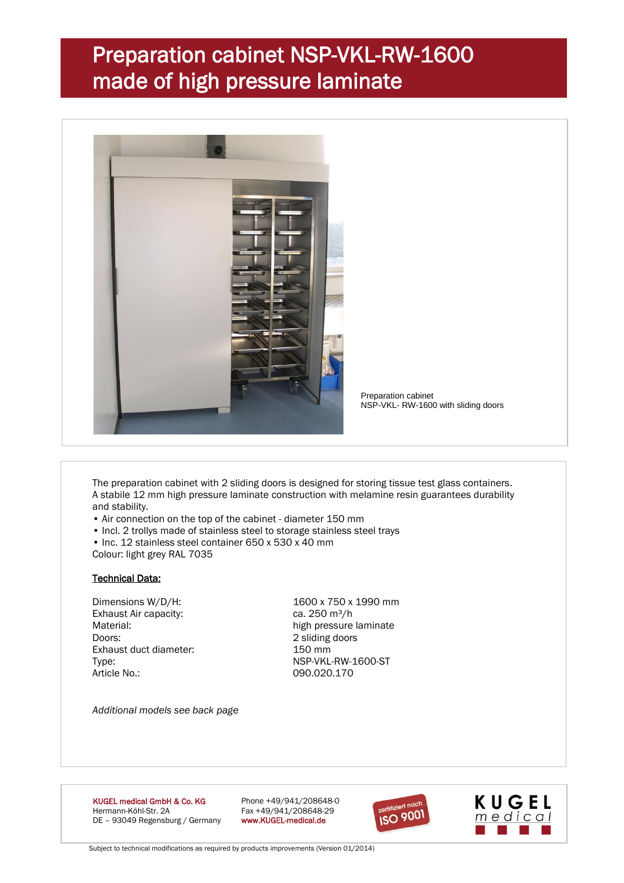# Preparation cabinet NSP-VKL-RW-1600 made of high pressure laminate

Preparation cabinet
NSP-VKL- RW-1600 with sliding doors

The preparation cabinet with 2 sliding doors is designed for storing tissue test glass containers. A stabile 12 mm high pressure laminate construction with melamine resin guarantees durability and stability.

- Air connection on the top of the cabinet - diameter 150 mm
- Incl. 2 trollys made of stainless steel to storage stainless steel trays
- Inc. 12 stainless steel container 650 x 530 x 40 mm

Colour: light grey RAL 7035

**Technical Data:**

| | |
|---|---|
| Dimensions W/D/H: | 1600 x 750 x 1990 mm |
| Exhaust Air capacity: | ca. 250 m³/h |
| Material: | high pressure laminate |
| Doors: | 2 sliding doors |
| Exhaust duct diameter: | 150 mm |
| Type: | NSP-VKL-RW-1600-ST |
| Article No.: | 090.020.170 |

*Additional models see back page*

KUGEL medical GmbH & Co. KG
Hermann-Köhl-Str. 2A
DE – 93049 Regensburg / Germany

Phone +49/941/208648-0
Fax +49/941/208648-29
www.KUGEL-medical.de

zertifiziert nach ISO 9001

KUGEL medical

Subject to technical modifications as required by products improvements (Version 01/2014)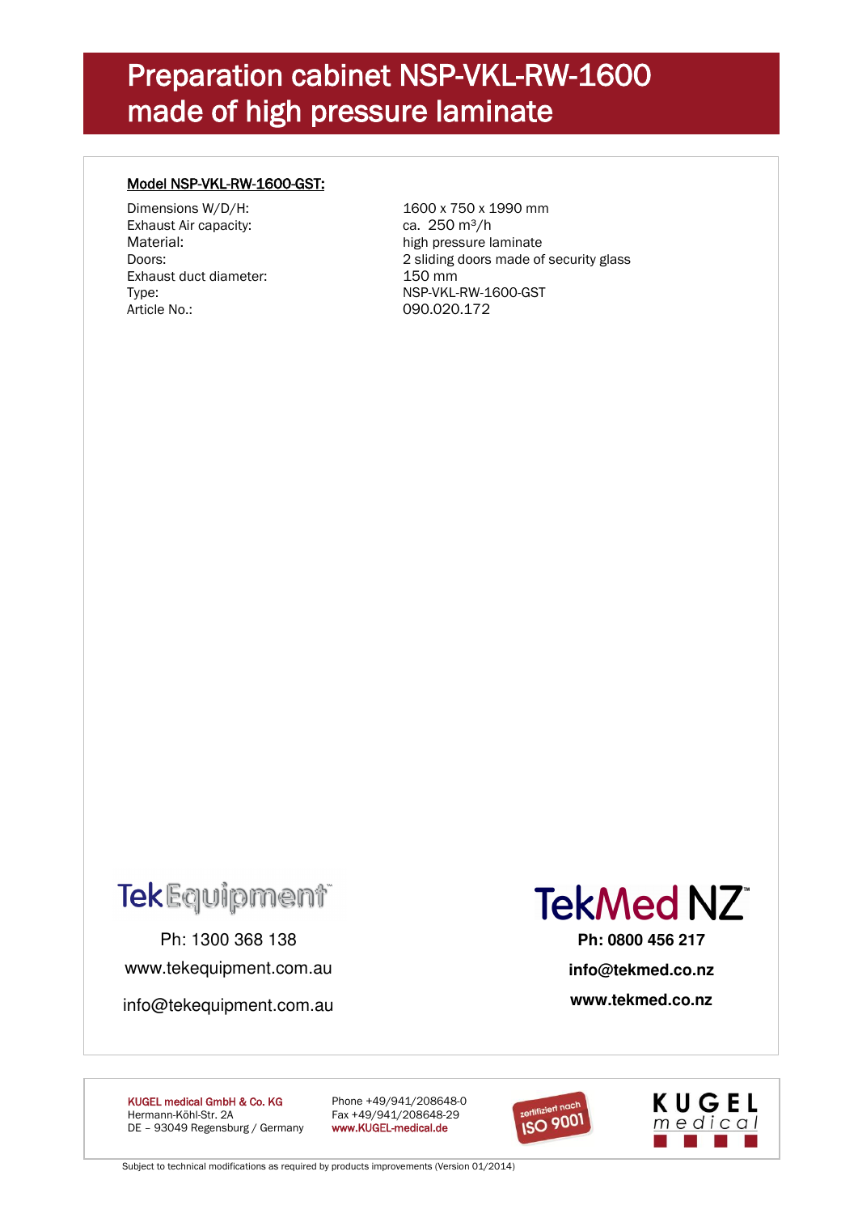# Preparation cabinet NSP-VKL-RW-1600 made of high pressure laminate

**Model NSP-VKL-RW-1600-GST:**

| | |
|---|---|
| Dimensions W/D/H: | 1600 x 750 x 1990 mm |
| Exhaust Air capacity: | ca. 250 m³/h |
| Material: | high pressure laminate |
| Doors: | 2 sliding doors made of security glass |
| Exhaust duct diameter: | 150 mm |
| Type: | NSP-VKL-RW-1600-GST |
| Article No.: | 090.020.172 |

TekEquipment

Ph: 1300 368 138

www.tekequipment.com.au

info@tekequipment.com.au

TekMed NZ™

**Ph: 0800 456 217**

**info@tekmed.co.nz**

**www.tekmed.co.nz**

KUGEL medical GmbH & Co. KG
Hermann-Köhl-Str. 2A
DE – 93049 Regensburg / Germany

Phone +49/941/208648-0
Fax +49/941/208648-29
www.KUGEL-medical.de

zertifiziert nach ISO 9001

KUGEL medical

Subject to technical modifications as required by products improvements (Version 01/2014)